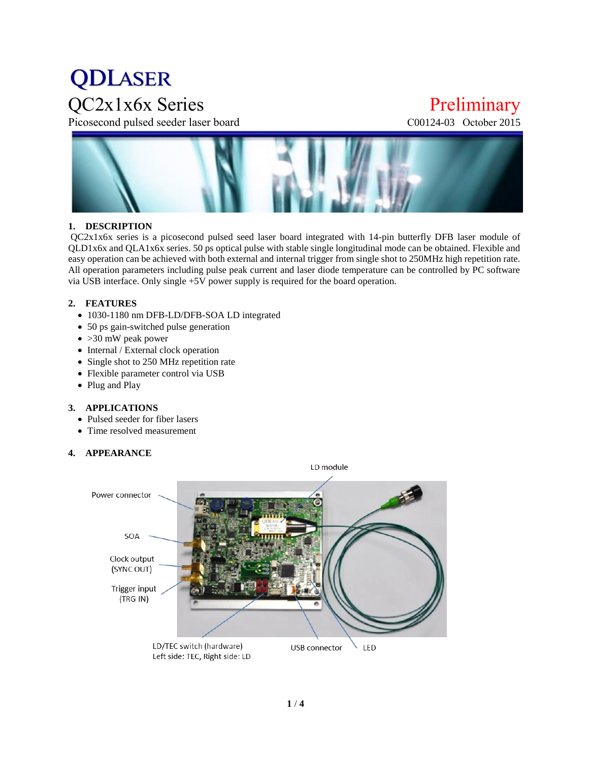QDLASER

# QC2x1x6x Series

Picosecond pulsed seeder laser board

Preliminary

C00124-03 October 2015

## 1. DESCRIPTION

QC2x1x6x series is a picosecond pulsed seed laser board integrated with 14-pin butterfly DFB laser module of QLD1x6x and QLA1x6x series. 50 ps optical pulse with stable single longitudinal mode can be obtained. Flexible and easy operation can be achieved with both external and internal trigger from single shot to 250MHz high repetition rate. All operation parameters including pulse peak current and laser diode temperature can be controlled by PC software via USB interface. Only single +5V power supply is required for the board operation.

## 2. FEATURES

- 1030-1180 nm DFB-LD/DFB-SOA LD integrated
- 50 ps gain-switched pulse generation
- >30 mW peak power
- Internal / External clock operation
- Single shot to 250 MHz repetition rate
- Flexible parameter control via USB
- Plug and Play

## 3. APPLICATIONS

- Pulsed seeder for fiber lasers
- Time resolved measurement

## 4. APPEARANCE

LD module

Power connector

SOA

Clock output (SYNC OUT)

Trigger input (TRG IN)

LD/TEC switch (hardware) Left side: TEC, Right side: LD

USB connector

LED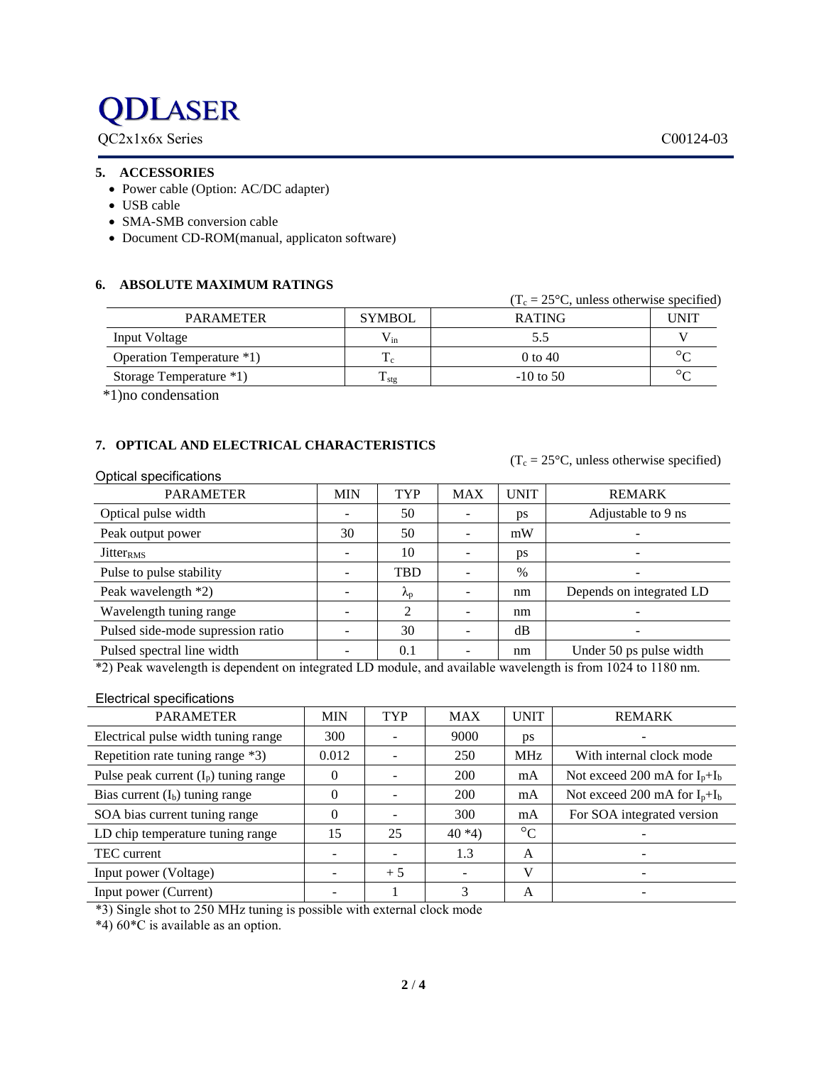## 5. ACCESSORIES

- Power cable (Option: AC/DC adapter)
- USB cable
- SMA-SMB conversion cable
- Document CD-ROM(manual, applicaton software)

## 6. ABSOLUTE MAXIMUM RATINGS

($T_c$ = 25°C, unless otherwise specified)

| PARAMETER | SYMBOL | RATING | UNIT |
|---|---|---|---|
| Input Voltage | $V_{in}$ | 5.5 | V |
| Operation Temperature *1) | $T_c$ | 0 to 40 | °C |
| Storage Temperature *1) | $T_{stg}$ | -10 to 50 | °C |

*1)no condensation

## 7. OPTICAL AND ELECTRICAL CHARACTERISTICS

($T_c$ = 25°C, unless otherwise specified)

Optical specifications

| PARAMETER | MIN | TYP | MAX | UNIT | REMARK |
|---|---|---|---|---|---|
| Optical pulse width | - | 50 | - | ps | Adjustable to 9 ns |
| Peak output power | 30 | 50 | - | mW | - |
| $Jitter_{RMS}$ | - | 10 | - | ps | - |
| Pulse to pulse stability | - | TBD | - | % | - |
| Peak wavelength *2) | - | $\lambda_p$ | - | nm | Depends on integrated LD |
| Wavelength tuning range | - | 2 | - | nm | - |
| Pulsed side-mode supression ratio | - | 30 | - | dB | - |
| Pulsed spectral line width | - | 0.1 | - | nm | Under 50 ps pulse width |

*2) Peak wavelength is dependent on integrated LD module, and available wavelength is from 1024 to 1180 nm.

Electrical specifications

| PARAMETER | MIN | TYP | MAX | UNIT | REMARK |
|---|---|---|---|---|---|
| Electrical pulse width tuning range | 300 | - | 9000 | ps | - |
| Repetition rate tuning range *3) | 0.012 | - | 250 | MHz | With internal clock mode |
| Pulse peak current ($I_p$) tuning range | 0 | - | 200 | mA | Not exceed 200 mA for $I_p$+$I_b$ |
| Bias current ($I_b$) tuning range | 0 | - | 200 | mA | Not exceed 200 mA for $I_p$+$I_b$ |
| SOA bias current tuning range | 0 | - | 300 | mA | For SOA integrated version |
| LD chip temperature tuning range | 15 | 25 | 40 *4) | °C | - |
| TEC current | - | - | 1.3 | A | - |
| Input power (Voltage) | - | + 5 | - | V | - |
| Input power (Current) | - | 1 | 3 | A | - |

*3) Single shot to 250 MHz tuning is possible with external clock mode

*4) 60*C is available as an option.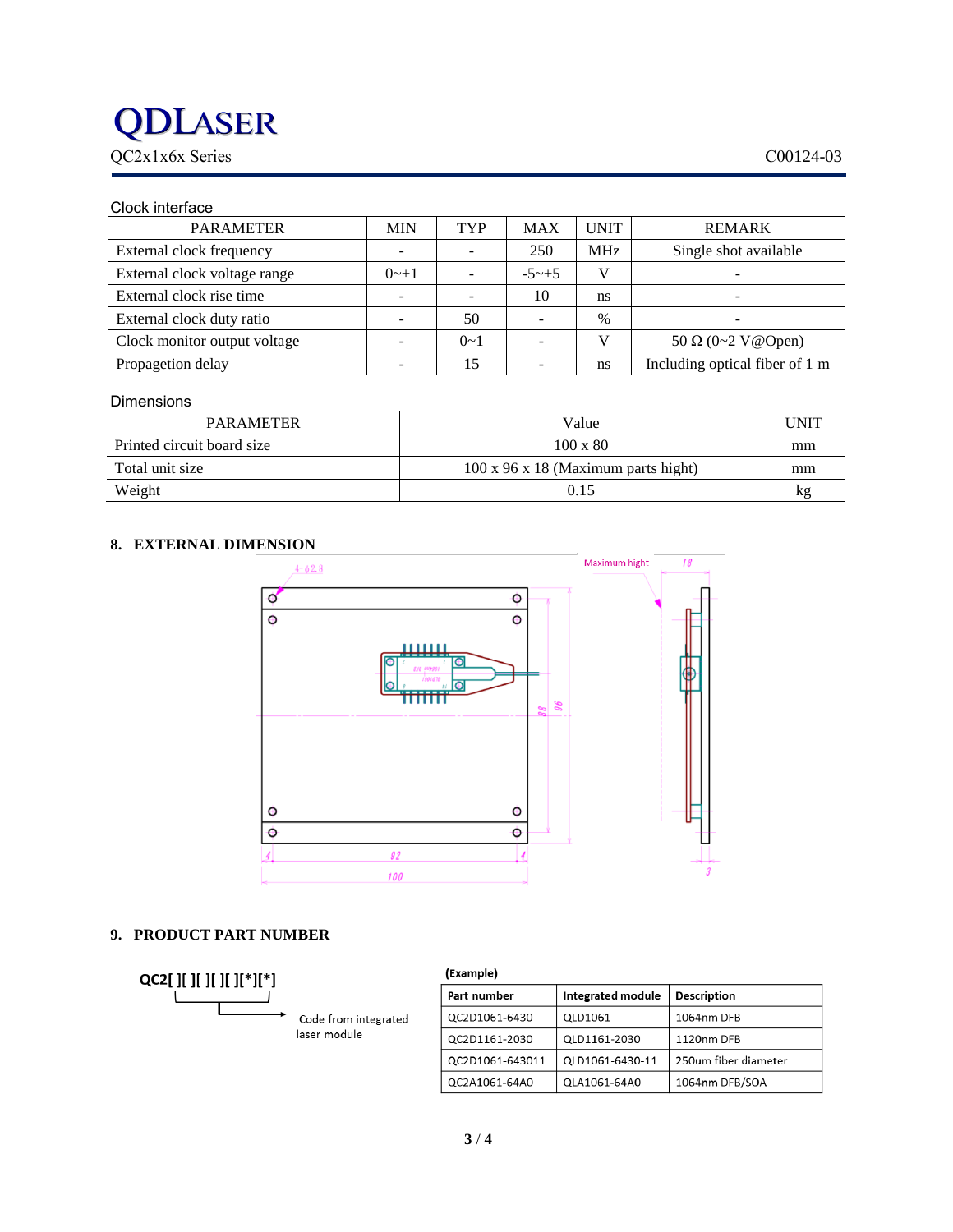Clock interface

| PARAMETER | MIN | TYP | MAX | UNIT | REMARK |
|---|---|---|---|---|---|
| External clock frequency | - | - | 250 | MHz | Single shot available |
| External clock voltage range | 0~+1 | - | -5~+5 | V | - |
| External clock rise time | - | - | 10 | ns | - |
| External clock duty ratio | - | 50 | - | % | - |
| Clock monitor output voltage | - | 0~1 | - | V | 50 Ω (0~2 V@Open) |
| Propagetion delay | - | 15 | - | ns | Including optical fiber of 1 m |

Dimensions

| PARAMETER | Value | UNIT |
|---|---|---|
| Printed circuit board size | 100 x 80 | mm |
| Total unit size | 100 x 96 x 18 (Maximum parts hight) | mm |
| Weight | 0.15 | kg |

## 8. EXTERNAL DIMENSION

4-φ2.8

Maximum hight 18

88 96

4 92 4

100

3

## 9. PRODUCT PART NUMBER

QC2[ ][ ][ ][ ][*][*]

Code from integrated laser module

(Example)

| Part number | Integrated module | Description |
|---|---|---|
| QC2D1061-6430 | QLD1061 | 1064nm DFB |
| QC2D1161-2030 | QLD1161-2030 | 1120nm DFB |
| QC2D1061-643011 | QLD1061-6430-11 | 250um fiber diameter |
| QC2A1061-64A0 | QLA1061-64A0 | 1064nm DFB/SOA |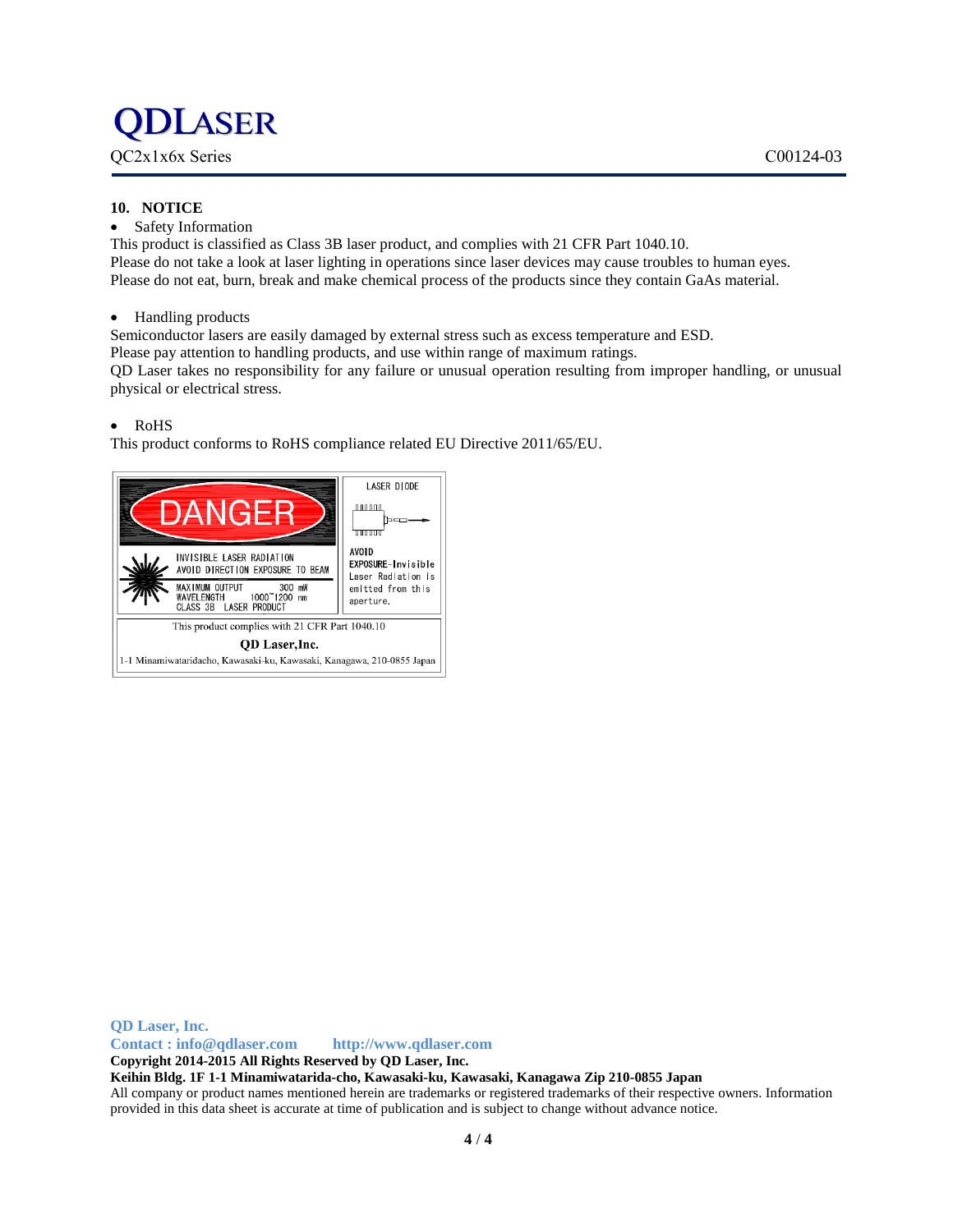## 10. NOTICE

- Safety Information

This product is classified as Class 3B laser product, and complies with 21 CFR Part 1040.10.
Please do not take a look at laser lighting in operations since laser devices may cause troubles to human eyes.
Please do not eat, burn, break and make chemical process of the products since they contain GaAs material.

- Handling products

Semiconductor lasers are easily damaged by external stress such as excess temperature and ESD.
Please pay attention to handling products, and use within range of maximum ratings.
QD Laser takes no responsibility for any failure or unusual operation resulting from improper handling, or unusual physical or electrical stress.

- RoHS

This product conforms to RoHS compliance related EU Directive 2011/65/EU.

DANGER

INVISIBLE LASER RADIATION
AVOID DIRECTION EXPOSURE TO BEAM

MAXIMUM OUTPUT 300 mW
WAVELENGTH 1000~1200 nm
CLASS 3B LASER PRODUCT

LASER DIODE

AVOID EXPOSURE-Invisible Laser Radiation is emitted from this aperture.

This product complies with 21 CFR Part 1040.10

**QD Laser,Inc.**

1-1 Minamiwataridacho, Kawasaki-ku, Kawasaki, Kanagawa, 210-0855 Japan

**QD Laser, Inc.**
**Contact : info@qdlaser.com** **http://www.qdlaser.com**
**Copyright 2014-2015 All Rights Reserved by QD Laser, Inc.**
**Keihin Bldg. 1F 1-1 Minamiwatarida-cho, Kawasaki-ku, Kawasaki, Kanagawa Zip 210-0855 Japan**
All company or product names mentioned herein are trademarks or registered trademarks of their respective owners. Information provided in this data sheet is accurate at time of publication and is subject to change without advance notice.